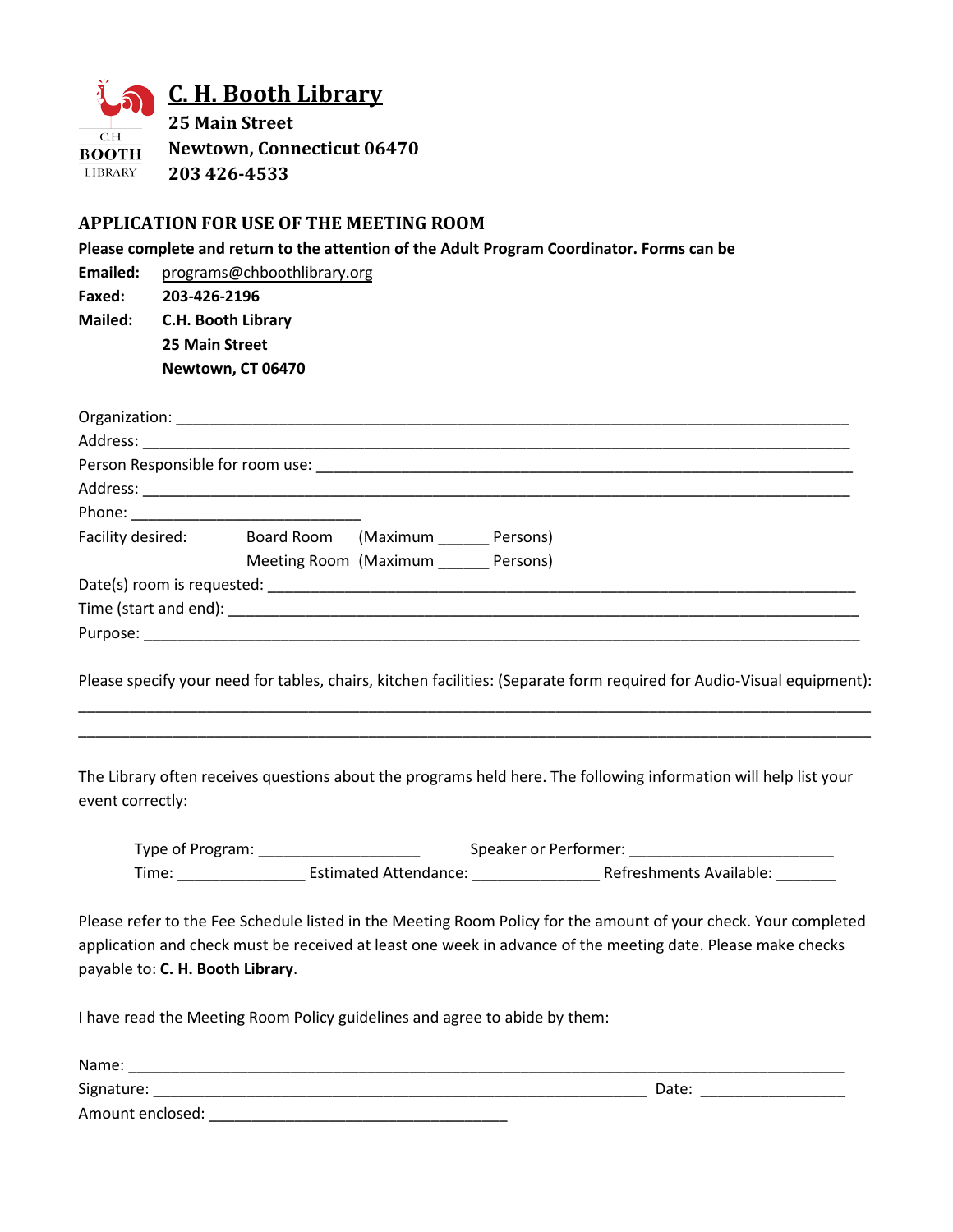# C. H. Booth Library

**25 Main Street**
**Newtown, Connecticut 06470**
**203 426-4533**

## APPLICATION FOR USE OF THE MEETING ROOM

**Please complete and return to the attention of the Adult Program Coordinator. Forms can be**

**Emailed:** programs@chboothlibrary.org
**Faxed:** 203-426-2196
**Mailed:** C.H. Booth Library
25 Main Street
Newtown, CT 06470

Organization: ____________________________________________________________________________
Address: _______________________________________________________________________________
Person Responsible for room use: _____________________________________________________________
Address: _______________________________________________________________________________
Phone: __________________________
Facility desired: Board Room (Maximum ______ Persons)
Meeting Room (Maximum ______ Persons)
Date(s) room is requested: ____________________________________________________________________
Time (start and end): ________________________________________________________________________
Purpose: _______________________________________________________________________________

Please specify your need for tables, chairs, kitchen facilities: (Separate form required for Audio-Visual equipment):
_______________________________________________________________________________________
_______________________________________________________________________________________

The Library often receives questions about the programs held here. The following information will help list your event correctly:

Type of Program: ___________________ Speaker or Performer: _______________________
Time: _______________ Estimated Attendance: _______________ Refreshments Available: _______

Please refer to the Fee Schedule listed in the Meeting Room Policy for the amount of your check. Your completed application and check must be received at least one week in advance of the meeting date. Please make checks payable to: **C. H. Booth Library**.

I have read the Meeting Room Policy guidelines and agree to abide by them:

Name: _________________________________________________________________________________
Signature: _________________________________________________________ Date: _________________
Amount enclosed: ___________________________________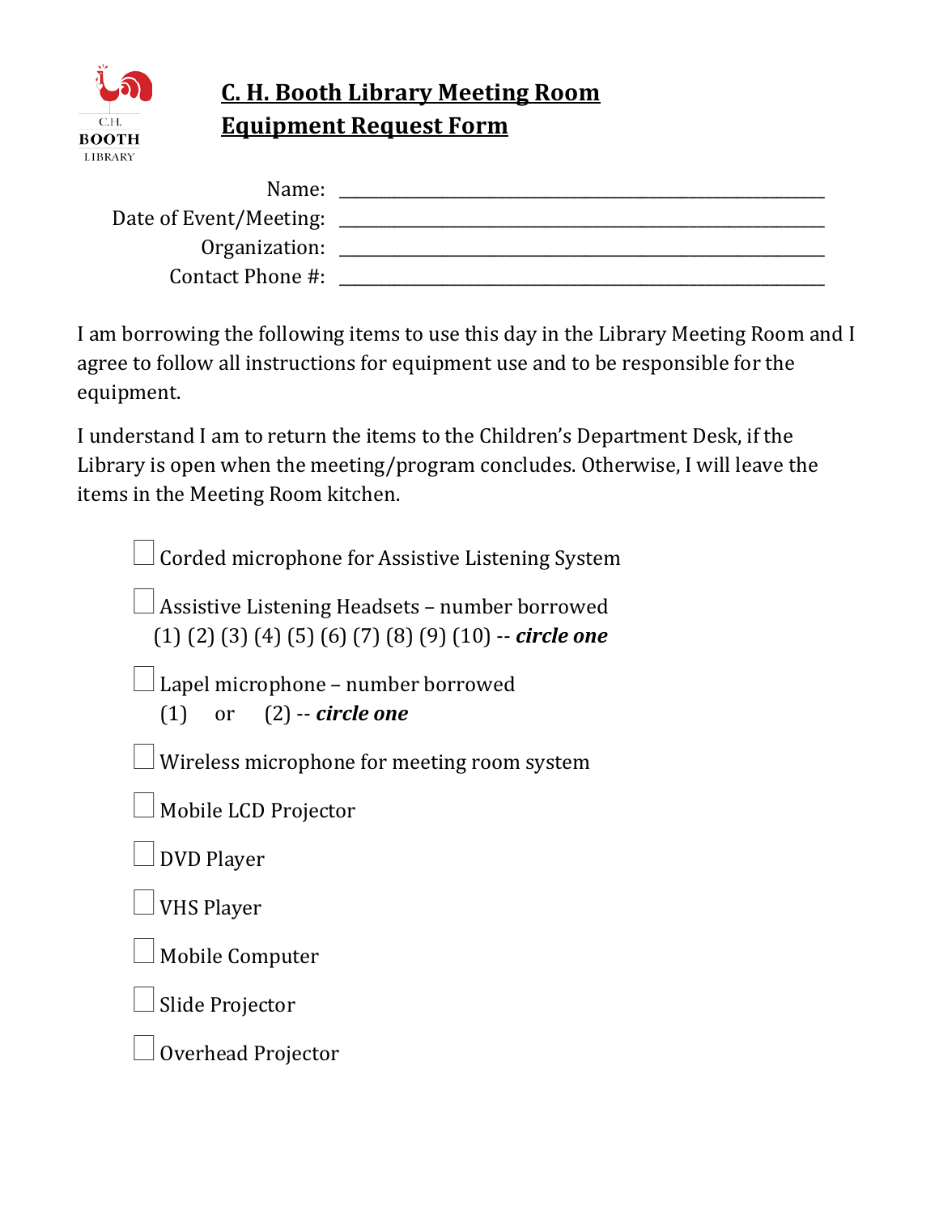C.H.
BOOTH
LIBRARY

# C. H. Booth Library Meeting Room Equipment Request Form

Name: ____________________________________________

Date of Event/Meeting: ____________________________________________

Organization: ____________________________________________

Contact Phone #: ____________________________________________

I am borrowing the following items to use this day in the Library Meeting Room and I agree to follow all instructions for equipment use and to be responsible for the equipment.

I understand I am to return the items to the Children's Department Desk, if the Library is open when the meeting/program concludes. Otherwise, I will leave the items in the Meeting Room kitchen.

- ☐ Corded microphone for Assistive Listening System
- ☐ Assistive Listening Headsets – number borrowed
  (1) (2) (3) (4) (5) (6) (7) (8) (9) (10) -- ***circle one***
- ☐ Lapel microphone – number borrowed
  (1) or (2) -- ***circle one***
- ☐ Wireless microphone for meeting room system
- ☐ Mobile LCD Projector
- ☐ DVD Player
- ☐ VHS Player
- ☐ Mobile Computer
- ☐ Slide Projector
- ☐ Overhead Projector